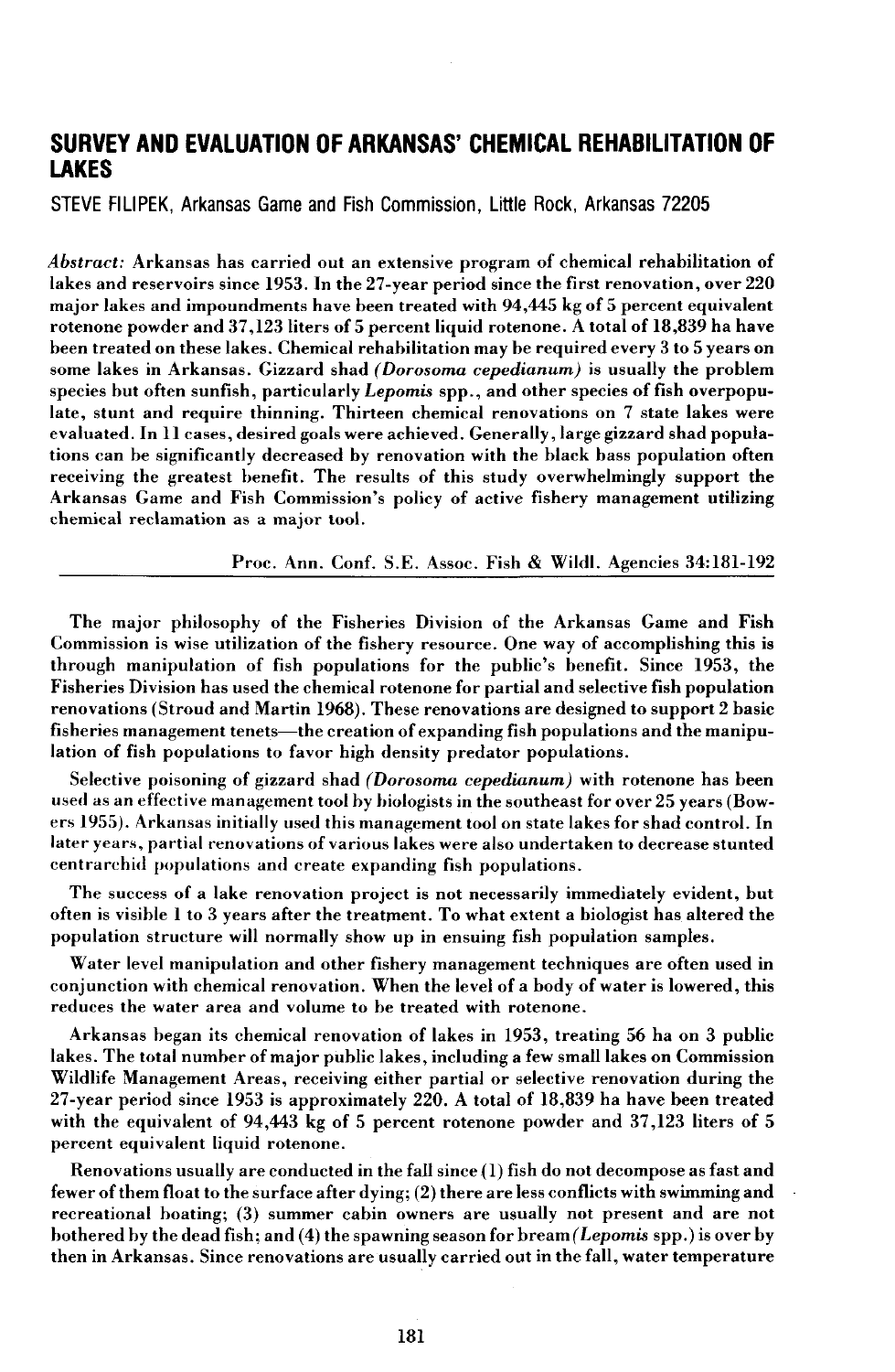# SURVEY AND EVALUATION OF ARKANSAS' CHEMICAL REHABILITATION OF LAKES

STEVE FILIPEK, Arkansas Game and Fish Commission, Little Rock, Arkansas 72205

*Abstract:* Arkansas has carried out an extensive program of chemical rehabilitation of lakes and reservoirs since 1953. In the 27-year period since the first renovation, over 220 major lakes and impoundments have been treated with 94,445 kg of 5 percent equivalent rotenone powder and 37,123 liters of 5 percent liquid rotenone. A total of 18,839 ha have been treated on these lakes. Chemical rehabilitation may be required every 3 to 5 years on some lakes in Arkansas. Gizzard shad *(Dorosoma cepedianum)* is usually the problem species but often sunfish, particularly *Lepomis* spp., and other species of fish overpopulate, stunt and require thinning. Thirteen chemical renovations on 7 state lakes were evaluated. In 11 cases, desired goals were achieved. Generally, large gizzard shad populations can be significantly decreased by renovation with the black bass population often receiving the greatest benefit. The results of this study overwhelmingly support the Arkansas Game and Fish Commission's policy of active fishery management utilizing chemical reclamation as a major tool.

Proc. Ann. Conf. S.E. Assoc. Fish & Wildl. Agencies 34:181-192

The major philosophy of the Fisheries Division of the Arkansas Game and Fish Commission is wise utilization of the fishery resource. One way of accomplishing this is through manipulation of fish populations for the public's benefit. Since 1953, the Fisheries Division has used the chemical rotenone for partial and selective fish population renovations (Stroud and Martin 1968). These renovations are designed to support 2 basic fisheries management tenets—the creation of expanding fish populations and the manipulation of fish populations to favor high density predator populations.

Selective poisoning of gizzard shad *(Dorosoma cepedianum)* with rotenone has been used as an effective management tool by biologists in the southeast for over 25 years (Bowers 1955). Arkansas initially used this management tool on state lakes for shad control. In later years, partial renovations of various lakes were also undertaken to decrease stunted centrarchid populations and create expanding fish populations.

The success of a lake renovation project is not necessarily immediately evident, but often is visible 1 to 3 years after the treatment. To what extent a biologist has altered the population structure will normally show up in ensuing fish population samples.

Water level manipulation and other fishery management techniques are often used in conjunction with chemical renovation. When the level of a body of water is lowered, this reduces the water area and volume to be treated with rotenone.

Arkansas began its chemical renovation of lakes in 1953, treating 56 ha on 3 public lakes. The total number of major public lakes, including a few small lakes on Commission Wildlife Management Areas, receiving either partial or selective renovation during the 27-year period since 1953 is approximately 220. A total of 18,839 ha have been treated with the equivalent of 94,443 kg of 5 percent rotenone powder and 37,123 liters of 5 percent equivalent liquid rotenone.

Renovations usually are conducted in the fall since (1) fish do not decompose as fast and fewer of them float to the surface after dying; (2) there are less conflicts with swimming and recreational boating; (3) summer cabin owners are usually not present and are not bothered by the dead fish; and (4) the spawning season for bream *(Lepomis* spp.) is over by then in Arkansas. Since renovations are usually carried out in the fall, water temperature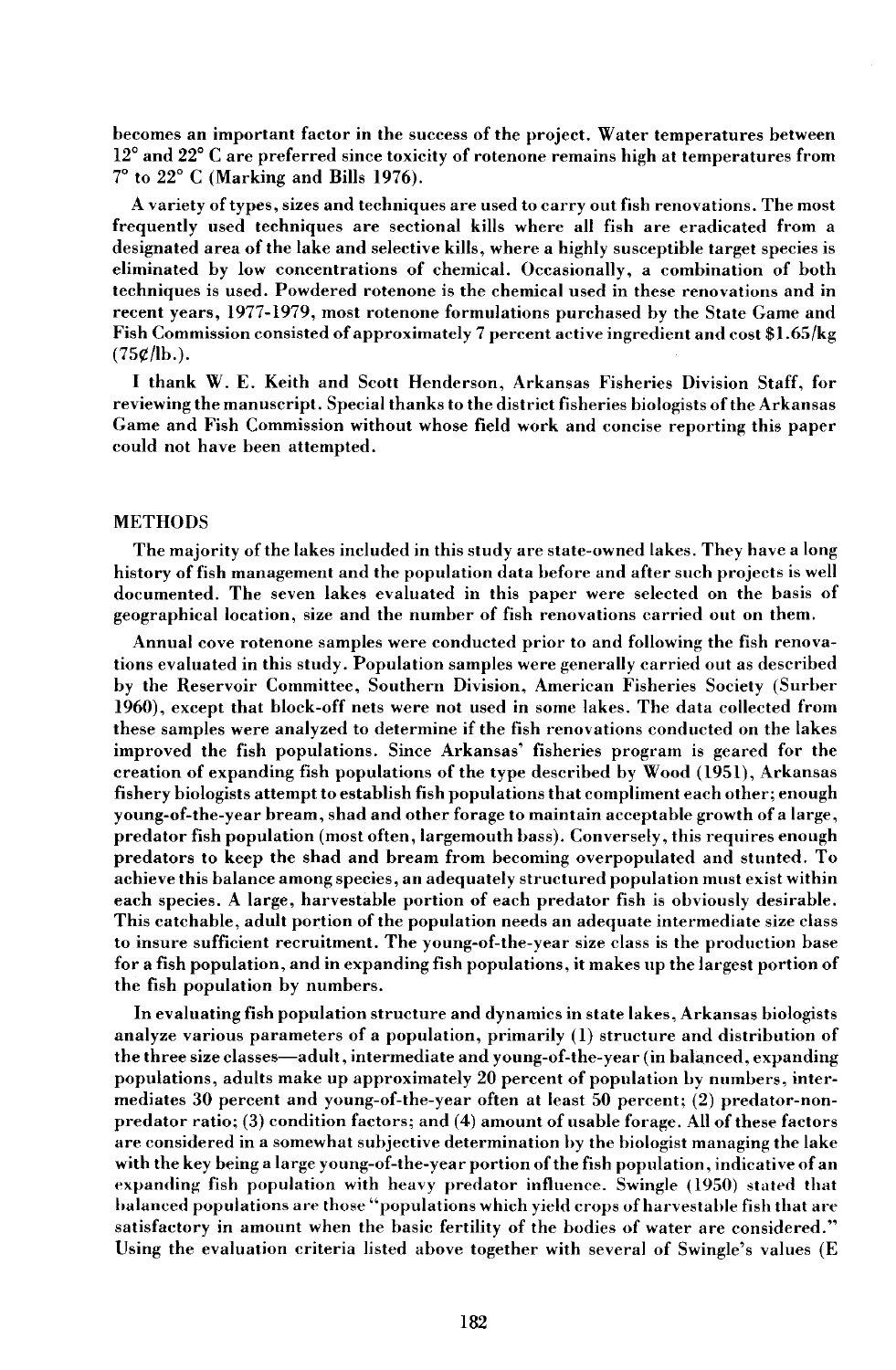becomes an important factor in the success of the project. Water temperatures between 12° and 22° C are preferred since toxicity of rotenone remains high at temperatures from 7° to 22° C (Marking and Bills 1976).

A variety of types, sizes and techniques are used to carry out fish renovations. The most frequently used techniques are sectional kills where all fish are eradicated from a designated area of the lake and selective kills, where a highly susceptible target species is eliminated by low concentrations of chemical. Occasionally, a combination of both techniques is used. Powdered rotenone is the chemical used in these renovations and in recent years, 1977-1979, most rotenone formulations purchased by the State Game and Fish Commission consisted of approximately 7 percent active ingredient and cost $1.65/kg (75¢/lb.).

I thank W. E. Keith and Scott Henderson, Arkansas Fisheries Division Staff, for reviewing the manuscript. Special thanks to the district fisheries biologists of the Arkansas Game and Fish Commission without whose field work and concise reporting this paper could not have been attempted.

## METHODS

The majority of the lakes included in this study are state-owned lakes. They have a long history of fish management and the population data before and after such projects is well documented. The seven lakes evaluated in this paper were selected on the basis of geographical location, size and the number of fish renovations carried out on them.

Annual cove rotenone samples were conducted prior to and following the fish renovations evaluated in this study. Population samples were generally carried out as described by the Reservoir Committee, Southern Division, American Fisheries Society (Surber 1960), except that block-off nets were not used in some lakes. The data collected from these samples were analyzed to determine if the fish renovations conducted on the lakes improved the fish populations. Since Arkansas' fisheries program is geared for the creation of expanding fish populations of the type described by Wood (1951), Arkansas fishery biologists attempt to establish fish populations that compliment each other; enough young-of-the-year bream, shad and other forage to maintain acceptable growth of a large, predator fish population (most often, largemouth bass). Conversely, this requires enough predators to keep the shad and bream from becoming overpopulated and stunted. To achieve this balance among species, an adequately structured population must exist within each species. A large, harvestable portion of each predator fish is obviously desirable. This catchable, adult portion of the population needs an adequate intermediate size class to insure sufficient recruitment. The young-of-the-year size class is the production base for a fish population, and in expanding fish populations, it makes up the largest portion of the fish population by numbers.

In evaluating fish population structure and dynamics in state lakes, Arkansas biologists analyze various parameters of a population, primarily (1) structure and distribution of the three size classes—adult, intermediate and young-of-the-year (in balanced, expanding populations, adults make up approximately 20 percent of population by numbers, intermediates 30 percent and young-of-the-year often at least 50 percent; (2) predator-non-predator ratio; (3) condition factors; and (4) amount of usable forage. All of these factors are considered in a somewhat subjective determination by the biologist managing the lake with the key being a large young-of-the-year portion of the fish population, indicative of an expanding fish population with heavy predator influence. Swingle (1950) stated that balanced populations are those "populations which yield crops of harvestable fish that are satisfactory in amount when the basic fertility of the bodies of water are considered." Using the evaluation criteria listed above together with several of Swingle's values (E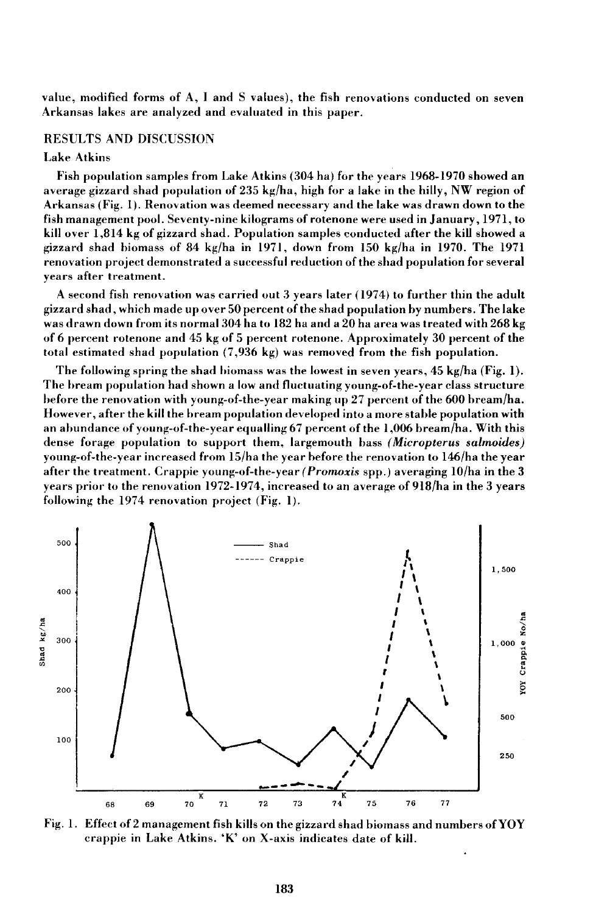value, modified forms of A, I and S values), the fish renovations conducted on seven Arkansas lakes are analyzed and evaluated in this paper.

## RESULTS AND DISCUSSION

### Lake Atkins

Fish population samples from Lake Atkins (304 ha) for the years 1968-1970 showed an average gizzard shad population of 235 kg/ha, high for a lake in the hilly, NW region of Arkansas (Fig. 1). Renovation was deemed necessary and the lake was drawn down to the fish management pool. Seventy-nine kilograms of rotenone were used in January, 1971, to kill over 1,814 kg of gizzard shad. Population samples conducted after the kill showed a gizzard shad biomass of 84 kg/ha in 1971, down from 150 kg/ha in 1970. The 1971 renovation project demonstrated a successful reduction of the shad population for several years after treatment.

A second fish renovation was carried out 3 years later (1974) to further thin the adult gizzard shad, which made up over 50 percent of the shad population by numbers. The lake was drawn down from its normal 304 ha to 182 ha and a 20 ha area was treated with 268 kg of 6 percent rotenone and 45 kg of 5 percent rotenone. Approximately 30 percent of the total estimated shad population (7,936 kg) was removed from the fish population.

The following spring the shad biomass was the lowest in seven years, 45 kg/ha (Fig. 1). The bream population had shown a low and fluctuating young-of-the-year class structure before the renovation with young-of-the-year making up 27 percent of the 600 bream/ha. However, after the kill the bream population developed into a more stable population with an abundance of young-of-the-year equalling 67 percent of the 1,006 bream/ha. With this dense forage population to support them, largemouth bass *(Micropterus salmoides)* young-of-the-year increased from 15/ha the year before the renovation to 146/ha the year after the treatment. Crappie young-of-the-year *(Promoxis* spp.) averaging 10/ha in the 3 years prior to the renovation 1972-1974, increased to an average of 918/ha in the 3 years following the 1974 renovation project (Fig. 1).

Fig. 1. Effect of 2 management fish kills on the gizzard shad biomass and numbers of YOY crappie in Lake Atkins. 'K' on X-axis indicates date of kill.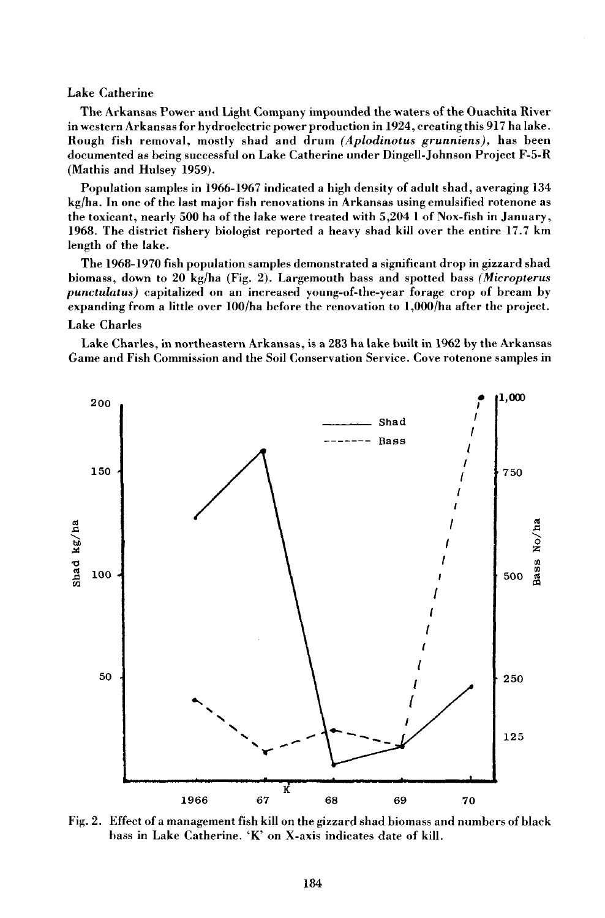Lake Catherine

The Arkansas Power and Light Company impounded the waters of the Ouachita River in western Arkansas for hydroelectric power production in 1924, creating this 917 ha lake. Rough fish removal, mostly shad and drum *(Aplodinotus grunniens)*, has been documented as being successful on Lake Catherine under Dingell-Johnson Project F-5-R (Mathis and Hulsey 1959).

Population samples in 1966-1967 indicated a high density of adult shad, averaging 134 kg/ha. In one of the last major fish renovations in Arkansas using emulsified rotenone as the toxicant, nearly 500 ha of the lake were treated with 5,204 l of Nox-fish in January, 1968. The district fishery biologist reported a heavy shad kill over the entire 17.7 km length of the lake.

The 1968-1970 fish population samples demonstrated a significant drop in gizzard shad biomass, down to 20 kg/ha (Fig. 2). Largemouth bass and spotted bass *(Micropterus punctulatus)* capitalized on an increased young-of-the-year forage crop of bream by expanding from a little over 100/ha before the renovation to 1,000/ha after the project.

Lake Charles

Lake Charles, in northeastern Arkansas, is a 283 ha lake built in 1962 by the Arkansas Game and Fish Commission and the Soil Conservation Service. Cove rotenone samples in

Fig. 2. Effect of a management fish kill on the gizzard shad biomass and numbers of black bass in Lake Catherine. 'K' on X-axis indicates date of kill.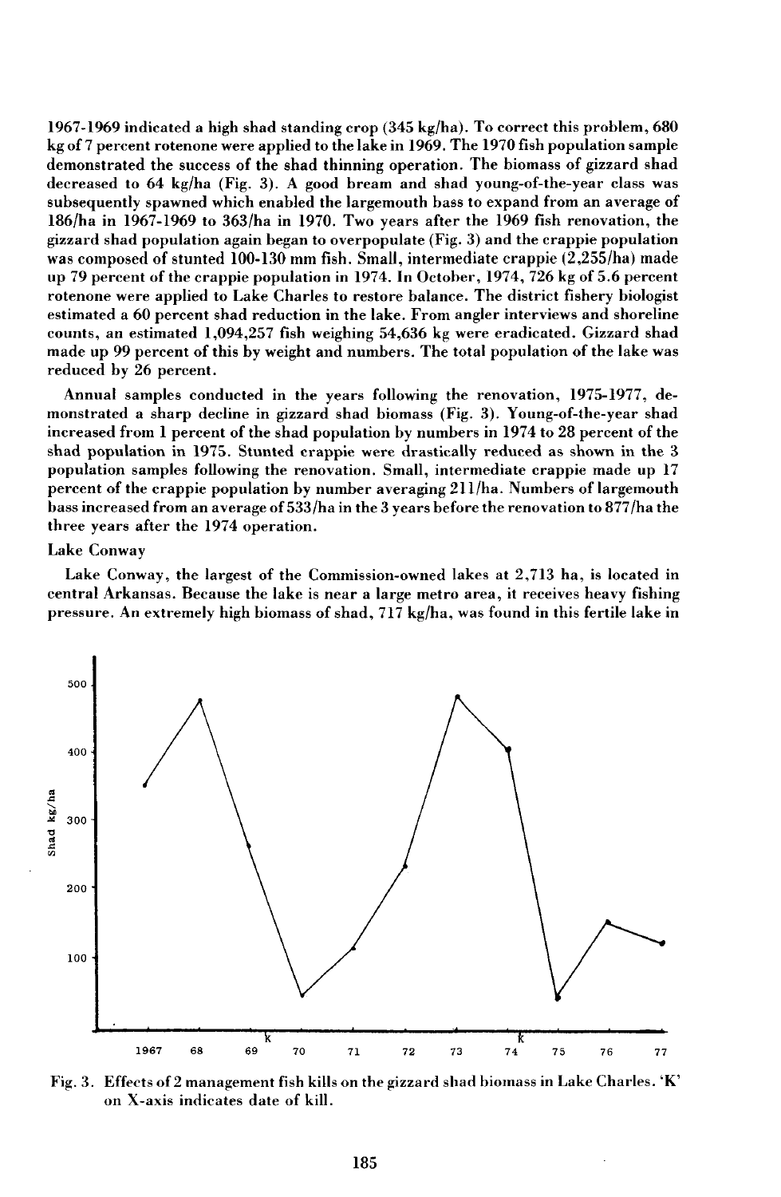1967-1969 indicated a high shad standing crop (345 kg/ha). To correct this problem, 680 kg of 7 percent rotenone were applied to the lake in 1969. The 1970 fish population sample demonstrated the success of the shad thinning operation. The biomass of gizzard shad decreased to 64 kg/ha (Fig. 3). A good bream and shad young-of-the-year class was subsequently spawned which enabled the largemouth bass to expand from an average of 186/ha in 1967-1969 to 363/ha in 1970. Two years after the 1969 fish renovation, the gizzard shad population again began to overpopulate (Fig. 3) and the crappie population was composed of stunted 100-130 mm fish. Small, intermediate crappie (2,255/ha) made up 79 percent of the crappie population in 1974. In October, 1974, 726 kg of 5.6 percent rotenone were applied to Lake Charles to restore balance. The district fishery biologist estimated a 60 percent shad reduction in the lake. From angler interviews and shoreline counts, an estimated 1,094,257 fish weighing 54,636 kg were eradicated. Gizzard shad made up 99 percent of this by weight and numbers. The total population of the lake was reduced by 26 percent.

Annual samples conducted in the years following the renovation, 1975-1977, demonstrated a sharp decline in gizzard shad biomass (Fig. 3). Young-of-the-year shad increased from 1 percent of the shad population by numbers in 1974 to 28 percent of the shad population in 1975. Stunted crappie were drastically reduced as shown in the 3 population samples following the renovation. Small, intermediate crappie made up 17 percent of the crappie population by number averaging 211/ha. Numbers of largemouth bass increased from an average of 533/ha in the 3 years before the renovation to 877/ha the three years after the 1974 operation.

### Lake Conway

Lake Conway, the largest of the Commission-owned lakes at 2,713 ha, is located in central Arkansas. Because the lake is near a large metro area, it receives heavy fishing pressure. An extremely high biomass of shad, 717 kg/ha, was found in this fertile lake in

Fig. 3. Effects of 2 management fish kills on the gizzard shad biomass in Lake Charles. 'K' on X-axis indicates date of kill.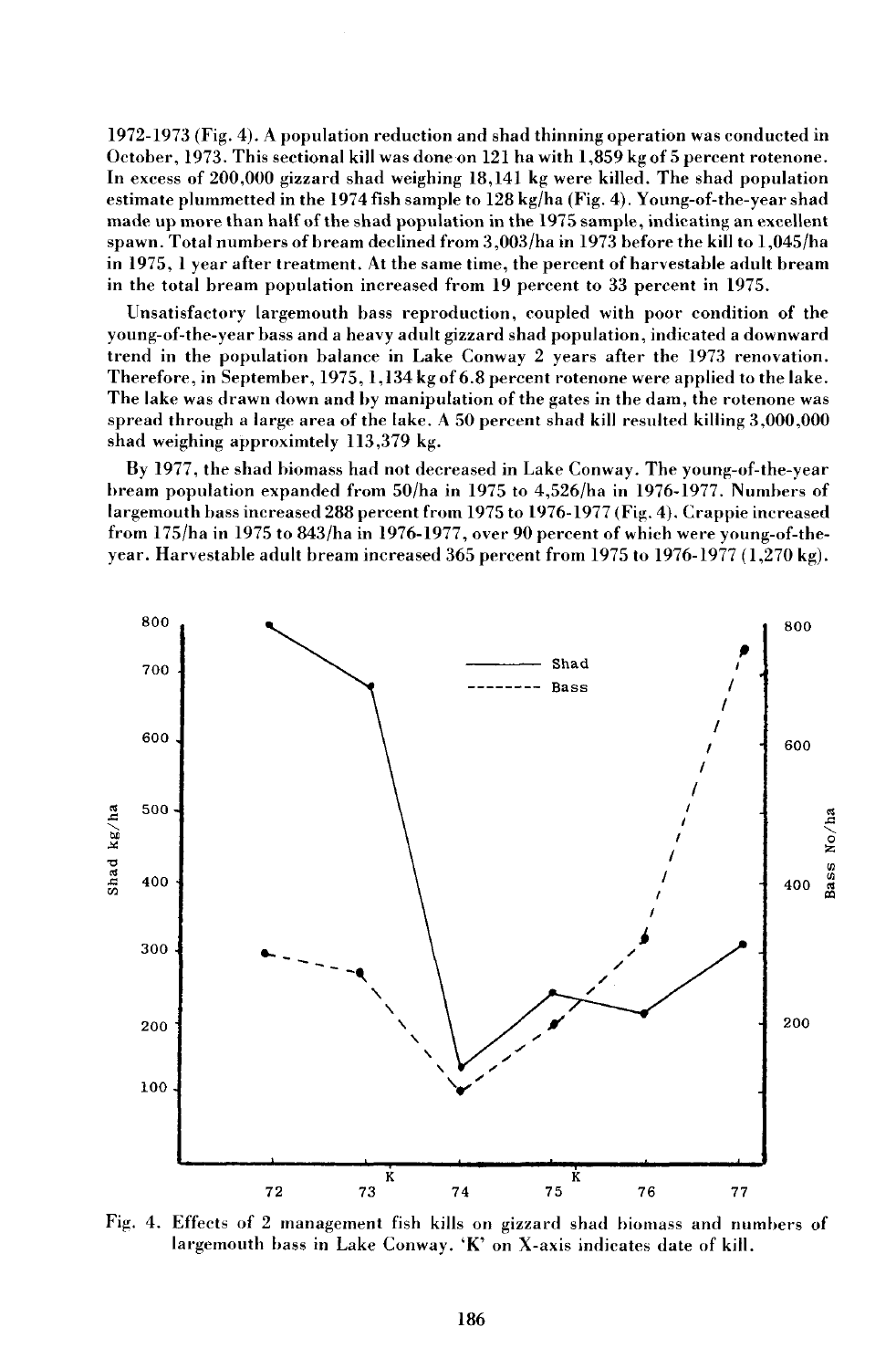1972-1973 (Fig. 4). A population reduction and shad thinning operation was conducted in October, 1973. This sectional kill was done on 121 ha with 1,859 kg of 5 percent rotenone. In excess of 200,000 gizzard shad weighing 18,141 kg were killed. The shad population estimate plummetted in the 1974 fish sample to 128 kg/ha (Fig. 4). Young-of-the-year shad made up more than half of the shad population in the 1975 sample, indicating an excellent spawn. Total numbers of bream declined from 3,003/ha in 1973 before the kill to 1,045/ha in 1975, 1 year after treatment. At the same time, the percent of harvestable adult bream in the total bream population increased from 19 percent to 33 percent in 1975.

Unsatisfactory largemouth bass reproduction, coupled with poor condition of the young-of-the-year bass and a heavy adult gizzard shad population, indicated a downward trend in the population balance in Lake Conway 2 years after the 1973 renovation. Therefore, in September, 1975, 1,134 kg of 6.8 percent rotenone were applied to the lake. The lake was drawn down and by manipulation of the gates in the dam, the rotenone was spread through a large area of the lake. A 50 percent shad kill resulted killing 3,000,000 shad weighing approximtely 113,379 kg.

By 1977, the shad biomass had not decreased in Lake Conway. The young-of-the-year bream population expanded from 50/ha in 1975 to 4,526/ha in 1976-1977. Numbers of largemouth bass increased 288 percent from 1975 to 1976-1977 (Fig. 4). Crappie increased from 175/ha in 1975 to 843/ha in 1976-1977, over 90 percent of which were young-of-the-year. Harvestable adult bream increased 365 percent from 1975 to 1976-1977 (1,270 kg).

Fig. 4. Effects of 2 management fish kills on gizzard shad biomass and numbers of largemouth bass in Lake Conway. 'K' on X-axis indicates date of kill.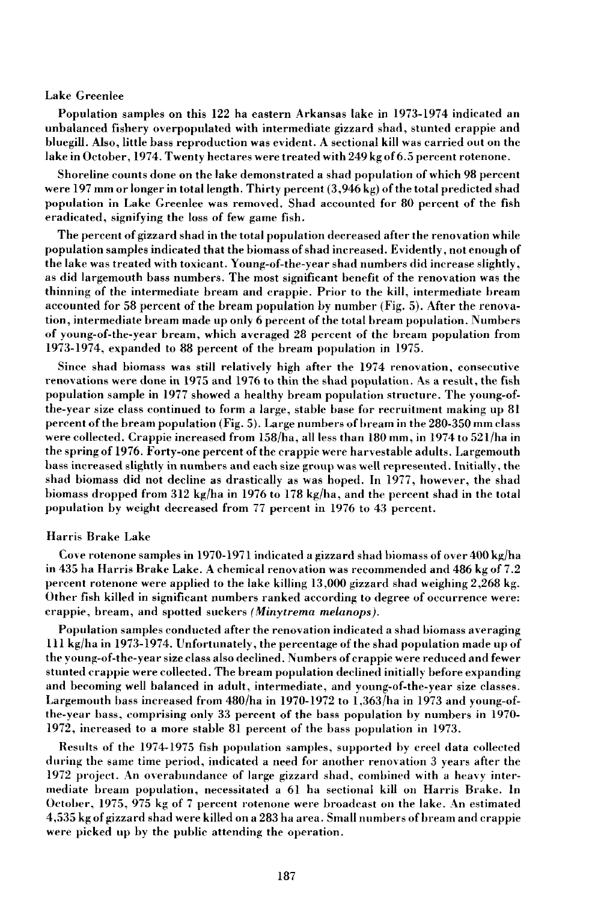### Lake Greenlee

Population samples on this 122 ha eastern Arkansas lake in 1973-1974 indicated an unbalanced fishery overpopulated with intermediate gizzard shad, stunted crappie and bluegill. Also, little bass reproduction was evident. A sectional kill was carried out on the lake in October, 1974. Twenty hectares were treated with 249 kg of 6.5 percent rotenone.

Shoreline counts done on the lake demonstrated a shad population of which 98 percent were 197 mm or longer in total length. Thirty percent (3,946 kg) of the total predicted shad population in Lake Greenlee was removed. Shad accounted for 80 percent of the fish eradicated, signifying the loss of few game fish.

The percent of gizzard shad in the total population decreased after the renovation while population samples indicated that the biomass of shad increased. Evidently, not enough of the lake was treated with toxicant. Young-of-the-year shad numbers did increase slightly, as did largemouth bass numbers. The most significant benefit of the renovation was the thinning of the intermediate bream and crappie. Prior to the kill, intermediate bream accounted for 58 percent of the bream population by number (Fig. 5). After the renovation, intermediate bream made up only 6 percent of the total bream population. Numbers of young-of-the-year bream, which averaged 28 percent of the bream population from 1973-1974, expanded to 88 percent of the bream population in 1975.

Since shad biomass was still relatively high after the 1974 renovation, consecutive renovations were done in 1975 and 1976 to thin the shad population. As a result, the fish population sample in 1977 showed a healthy bream population structure. The young-of-the-year size class continued to form a large, stable base for recruitment making up 81 percent of the bream population (Fig. 5). Large numbers of bream in the 280-350 mm class were collected. Crappie increased from 158/ha, all less than 180 mm, in 1974 to 521/ha in the spring of 1976. Forty-one percent of the crappie were harvestable adults. Largemouth bass increased slightly in numbers and each size group was well represented. Initially, the shad biomass did not decline as drastically as was hoped. In 1977, however, the shad biomass dropped from 312 kg/ha in 1976 to 178 kg/ha, and the percent shad in the total population by weight decreased from 77 percent in 1976 to 43 percent.

### Harris Brake Lake

Cove rotenone samples in 1970-1971 indicated a gizzard shad biomass of over 400 kg/ha in 435 ha Harris Brake Lake. A chemical renovation was recommended and 486 kg of 7.2 percent rotenone were applied to the lake killing 13,000 gizzard shad weighing 2,268 kg. Other fish killed in significant numbers ranked according to degree of occurrence were: crappie, bream, and spotted suckers (*Minytrema melanops*).

Population samples conducted after the renovation indicated a shad biomass averaging 111 kg/ha in 1973-1974. Unfortunately, the percentage of the shad population made up of the young-of-the-year size class also declined. Numbers of crappie were reduced and fewer stunted crappie were collected. The bream population declined initially before expanding and becoming well balanced in adult, intermediate, and young-of-the-year size classes. Largemouth bass increased from 480/ha in 1970-1972 to 1,363/ha in 1973 and young-of-the-year bass, comprising only 33 percent of the bass population by numbers in 1970-1972, increased to a more stable 81 percent of the bass population in 1973.

Results of the 1974-1975 fish population samples, supported by creel data collected during the same time period, indicated a need for another renovation 3 years after the 1972 project. An overabundance of large gizzard shad, combined with a heavy intermediate bream population, necessitated a 61 ha sectional kill on Harris Brake. In October, 1975, 975 kg of 7 percent rotenone were broadcast on the lake. An estimated 4,535 kg of gizzard shad were killed on a 283 ha area. Small numbers of bream and crappie were picked up by the public attending the operation.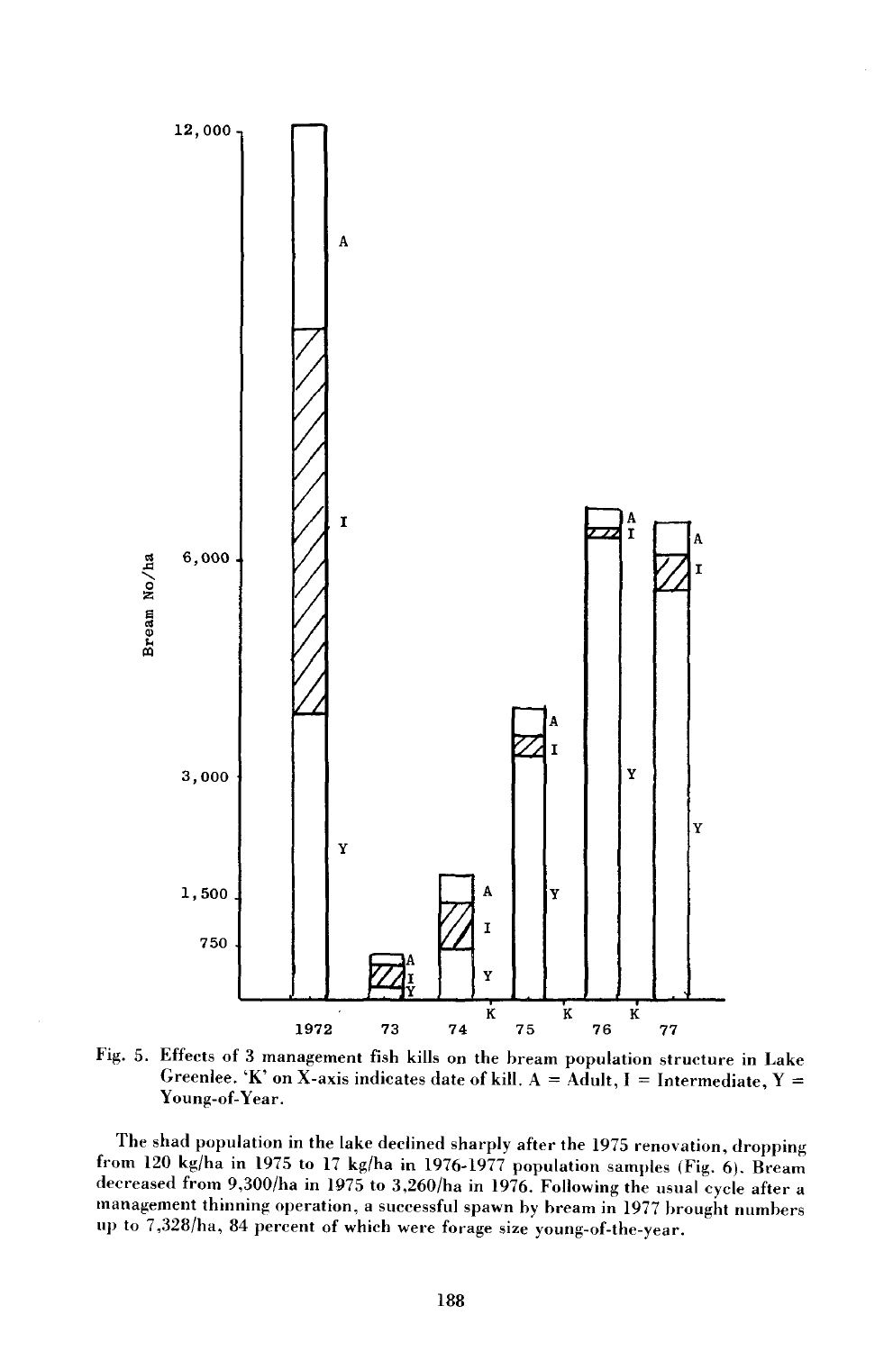Fig. 5. Effects of 3 management fish kills on the bream population structure in Lake Greenlee. 'K' on X-axis indicates date of kill. A = Adult, I = Intermediate, Y = Young-of-Year.

The shad population in the lake declined sharply after the 1975 renovation, dropping from 120 kg/ha in 1975 to 17 kg/ha in 1976-1977 population samples (Fig. 6). Bream decreased from 9,300/ha in 1975 to 3,260/ha in 1976. Following the usual cycle after a management thinning operation, a successful spawn by bream in 1977 brought numbers up to 7,328/ha, 84 percent of which were forage size young-of-the-year.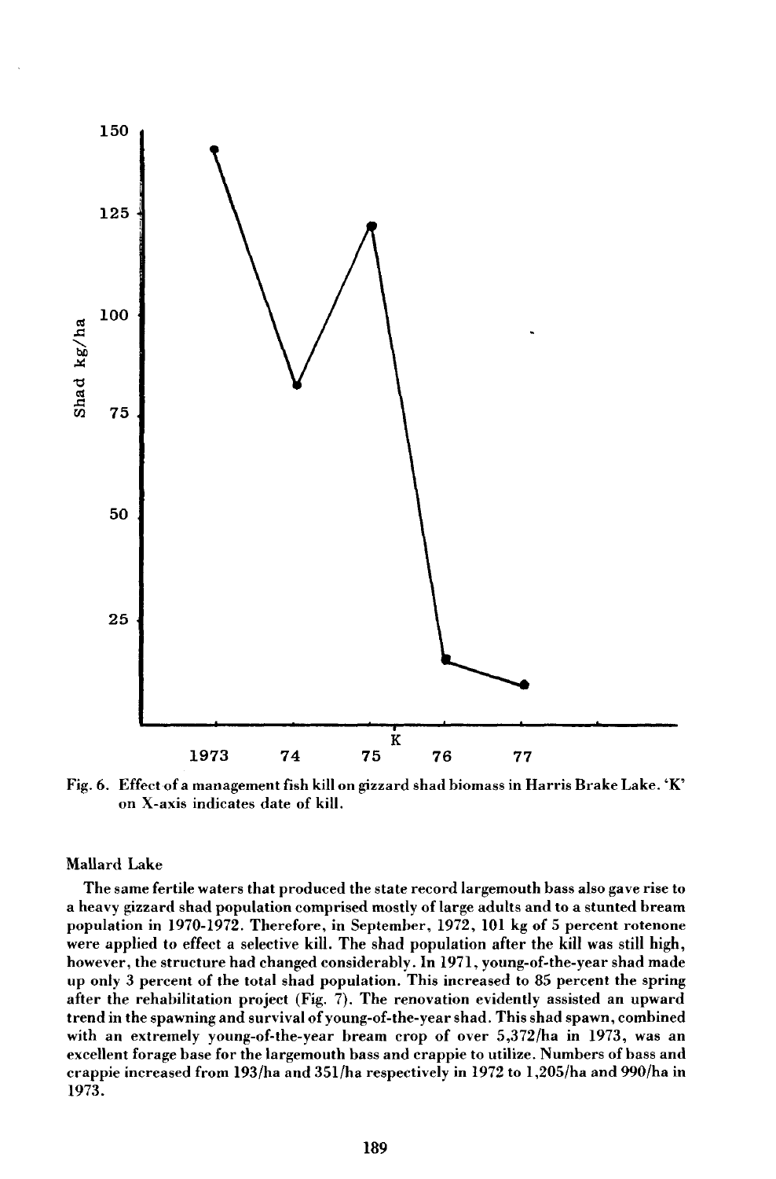Fig. 6. Effect of a management fish kill on gizzard shad biomass in Harris Brake Lake. 'K' on X-axis indicates date of kill.

### Mallard Lake

The same fertile waters that produced the state record largemouth bass also gave rise to a heavy gizzard shad population comprised mostly of large adults and to a stunted bream population in 1970-1972. Therefore, in September, 1972, 101 kg of 5 percent rotenone were applied to effect a selective kill. The shad population after the kill was still high, however, the structure had changed considerably. In 1971, young-of-the-year shad made up only 3 percent of the total shad population. This increased to 85 percent the spring after the rehabilitation project (Fig. 7). The renovation evidently assisted an upward trend in the spawning and survival of young-of-the-year shad. This shad spawn, combined with an extremely young-of-the-year bream crop of over 5,372/ha in 1973, was an excellent forage base for the largemouth bass and crappie to utilize. Numbers of bass and crappie increased from 193/ha and 351/ha respectively in 1972 to 1,205/ha and 990/ha in 1973.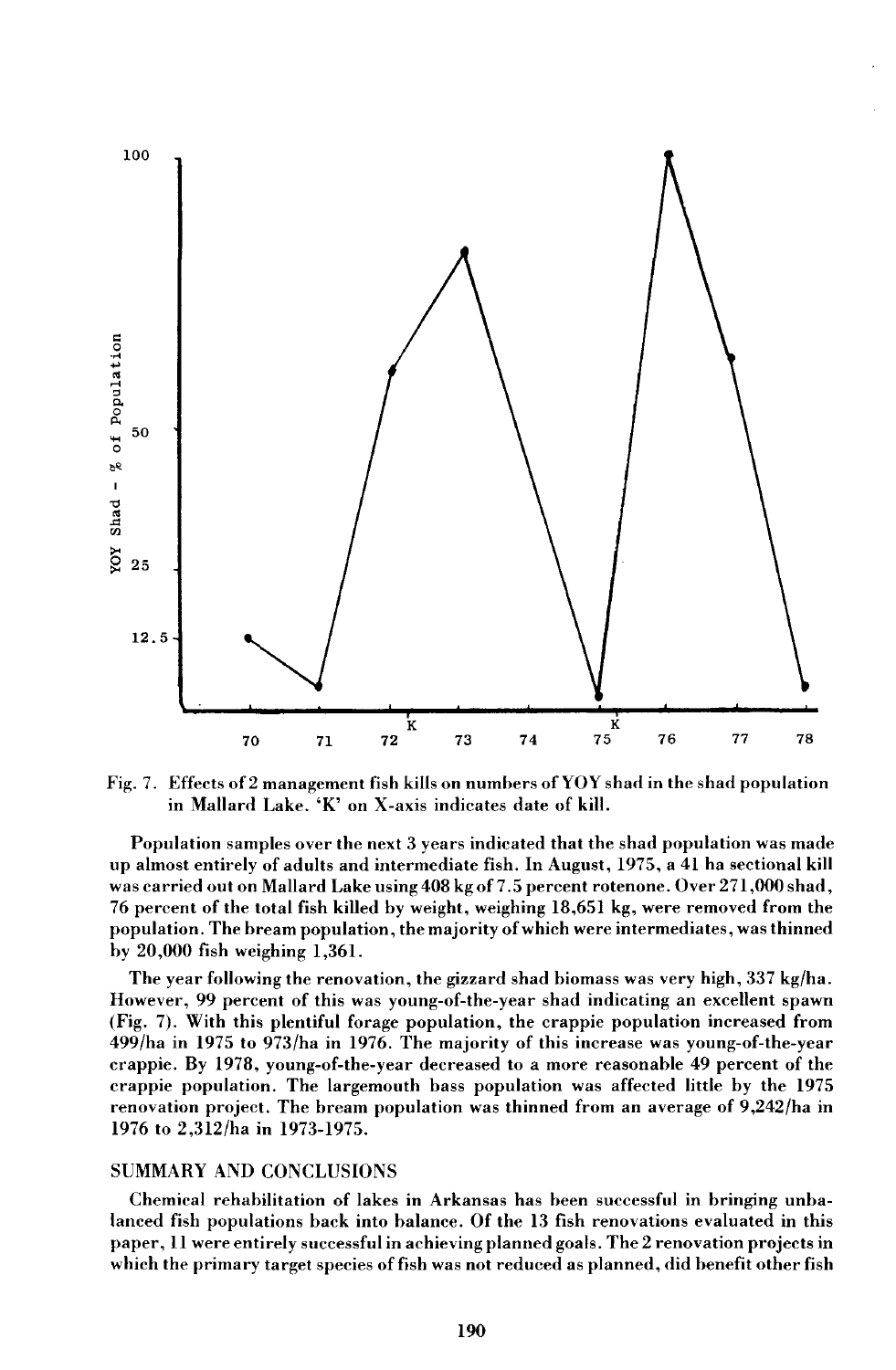Fig. 7. Effects of 2 management fish kills on numbers of YOY shad in the shad population in Mallard Lake. 'K' on X-axis indicates date of kill.

Population samples over the next 3 years indicated that the shad population was made up almost entirely of adults and intermediate fish. In August, 1975, a 41 ha sectional kill was carried out on Mallard Lake using 408 kg of 7.5 percent rotenone. Over 271,000 shad, 76 percent of the total fish killed by weight, weighing 18,651 kg, were removed from the population. The bream population, the majority of which were intermediates, was thinned by 20,000 fish weighing 1,361.

The year following the renovation, the gizzard shad biomass was very high, 337 kg/ha. However, 99 percent of this was young-of-the-year shad indicating an excellent spawn (Fig. 7). With this plentiful forage population, the crappie population increased from 499/ha in 1975 to 973/ha in 1976. The majority of this increase was young-of-the-year crappie. By 1978, young-of-the-year decreased to a more reasonable 49 percent of the crappie population. The largemouth bass population was affected little by the 1975 renovation project. The bream population was thinned from an average of 9,242/ha in 1976 to 2,312/ha in 1973-1975.

## SUMMARY AND CONCLUSIONS

Chemical rehabilitation of lakes in Arkansas has been successful in bringing unbalanced fish populations back into balance. Of the 13 fish renovations evaluated in this paper, 11 were entirely successful in achieving planned goals. The 2 renovation projects in which the primary target species of fish was not reduced as planned, did benefit other fish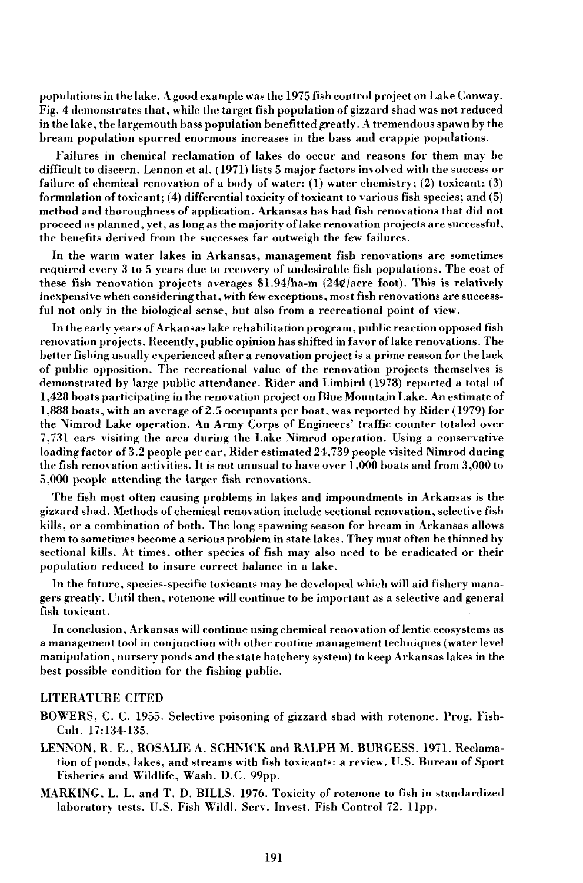populations in the lake. A good example was the 1975 fish control project on Lake Conway. Fig. 4 demonstrates that, while the target fish population of gizzard shad was not reduced in the lake, the largemouth bass population benefitted greatly. A tremendous spawn by the bream population spurred enormous increases in the bass and crappie populations.

Failures in chemical reclamation of lakes do occur and reasons for them may be difficult to discern. Lennon et al. (1971) lists 5 major factors involved with the success or failure of chemical renovation of a body of water: (1) water chemistry; (2) toxicant; (3) formulation of toxicant; (4) differential toxicity of toxicant to various fish species; and (5) method and thoroughness of application. Arkansas has had fish renovations that did not proceed as planned, yet, as long as the majority of lake renovation projects are successful, the benefits derived from the successes far outweigh the few failures.

In the warm water lakes in Arkansas, management fish renovations are sometimes required every 3 to 5 years due to recovery of undesirable fish populations. The cost of these fish renovation projects averages $1.94/ha-m (24¢/acre foot). This is relatively inexpensive when considering that, with few exceptions, most fish renovations are successful not only in the biological sense, but also from a recreational point of view.

In the early years of Arkansas lake rehabilitation program, public reaction opposed fish renovation projects. Recently, public opinion has shifted in favor of lake renovations. The better fishing usually experienced after a renovation project is a prime reason for the lack of public opposition. The recreational value of the renovation projects themselves is demonstrated by large public attendance. Rider and Limbird (1978) reported a total of 1,428 boats participating in the renovation project on Blue Mountain Lake. An estimate of 1,888 boats, with an average of 2.5 occupants per boat, was reported by Rider (1979) for the Nimrod Lake operation. An Army Corps of Engineers' traffic counter totaled over 7,731 cars visiting the area during the Lake Nimrod operation. Using a conservative loading factor of 3.2 people per car, Rider estimated 24,739 people visited Nimrod during the fish renovation activities. It is not unusual to have over 1,000 boats and from 3,000 to 5,000 people attending the larger fish renovations.

The fish most often causing problems in lakes and impoundments in Arkansas is the gizzard shad. Methods of chemical renovation include sectional renovation, selective fish kills, or a combination of both. The long spawning season for bream in Arkansas allows them to sometimes become a serious problem in state lakes. They must often be thinned by sectional kills. At times, other species of fish may also need to be eradicated or their population reduced to insure correct balance in a lake.

In the future, species-specific toxicants may be developed which will aid fishery managers greatly. Until then, rotenone will continue to be important as a selective and general fish toxicant.

In conclusion, Arkansas will continue using chemical renovation of lentic ecosystems as a management tool in conjunction with other routine management techniques (water level manipulation, nursery ponds and the state hatchery system) to keep Arkansas lakes in the best possible condition for the fishing public.

## LITERATURE CITED

BOWERS, C. C. 1955. Selective poisoning of gizzard shad with rotenone. Prog. Fish-Cult. 17:134-135.

LENNON, R. E., ROSALIE A. SCHNICK and RALPH M. BURGESS. 1971. Reclamation of ponds, lakes, and streams with fish toxicants: a review. U.S. Bureau of Sport Fisheries and Wildlife, Wash. D.C. 99pp.

MARKING, L. L. and T. D. BILLS. 1976. Toxicity of rotenone to fish in standardized laboratory tests. U.S. Fish Wildl. Serv. Invest. Fish Control 72. 11pp.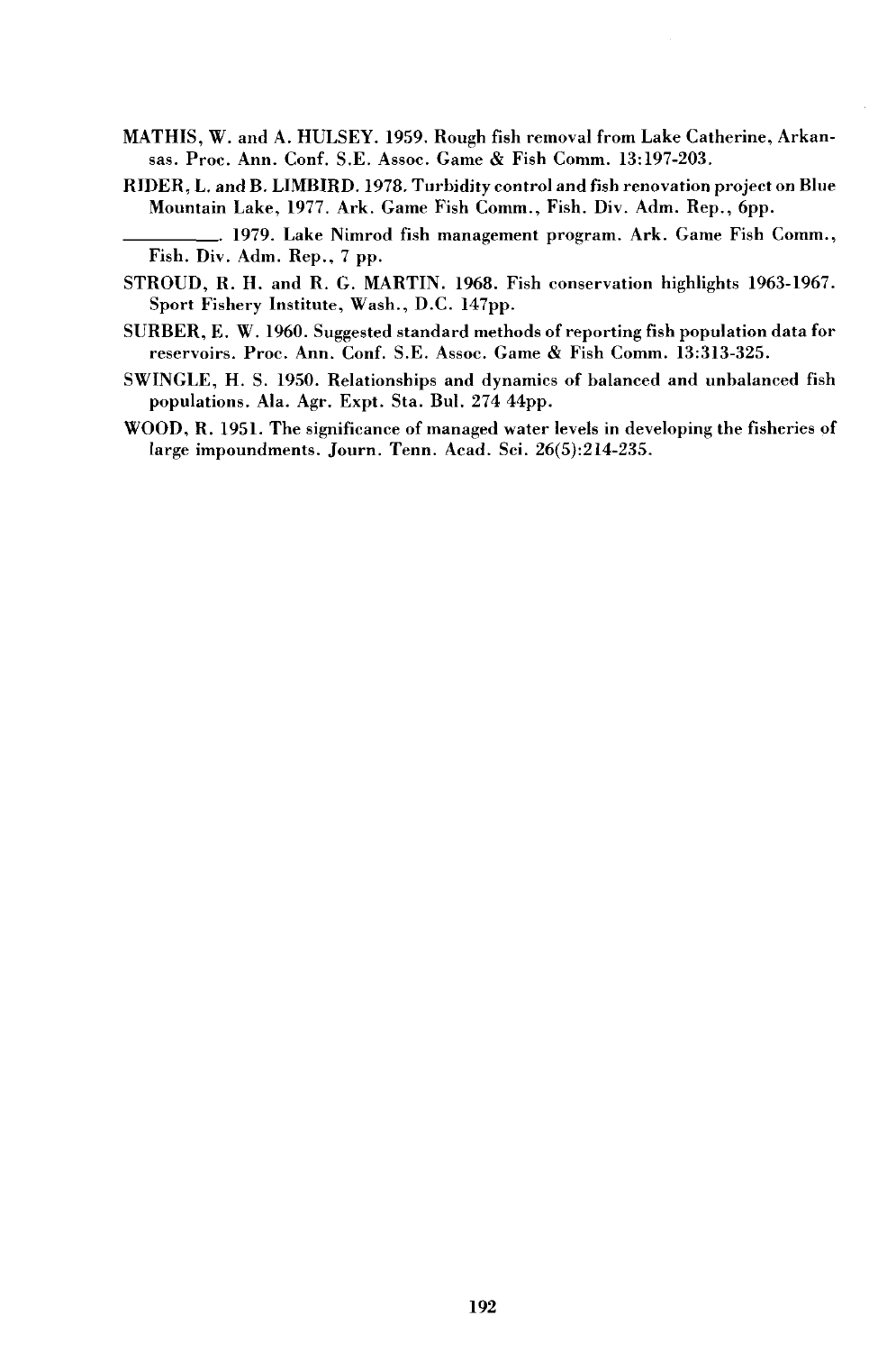MATHIS, W. and A. HULSEY. 1959. Rough fish removal from Lake Catherine, Arkansas. Proc. Ann. Conf. S.E. Assoc. Game & Fish Comm. 13:197-203.

RIDER, L. and B. LIMBIRD. 1978. Turbidity control and fish renovation project on Blue Mountain Lake, 1977. Ark. Game Fish Comm., Fish. Div. Adm. Rep., 6pp.

\_\_\_\_\_\_\_\_\_\_. 1979. Lake Nimrod fish management program. Ark. Game Fish Comm., Fish. Div. Adm. Rep., 7 pp.

STROUD, R. H. and R. G. MARTIN. 1968. Fish conservation highlights 1963-1967. Sport Fishery Institute, Wash., D.C. 147pp.

SURBER, E. W. 1960. Suggested standard methods of reporting fish population data for reservoirs. Proc. Ann. Conf. S.E. Assoc. Game & Fish Comm. 13:313-325.

SWINGLE, H. S. 1950. Relationships and dynamics of balanced and unbalanced fish populations. Ala. Agr. Expt. Sta. Bul. 274 44pp.

WOOD, R. 1951. The significance of managed water levels in developing the fisheries of large impoundments. Journ. Tenn. Acad. Sci. 26(5):214-235.